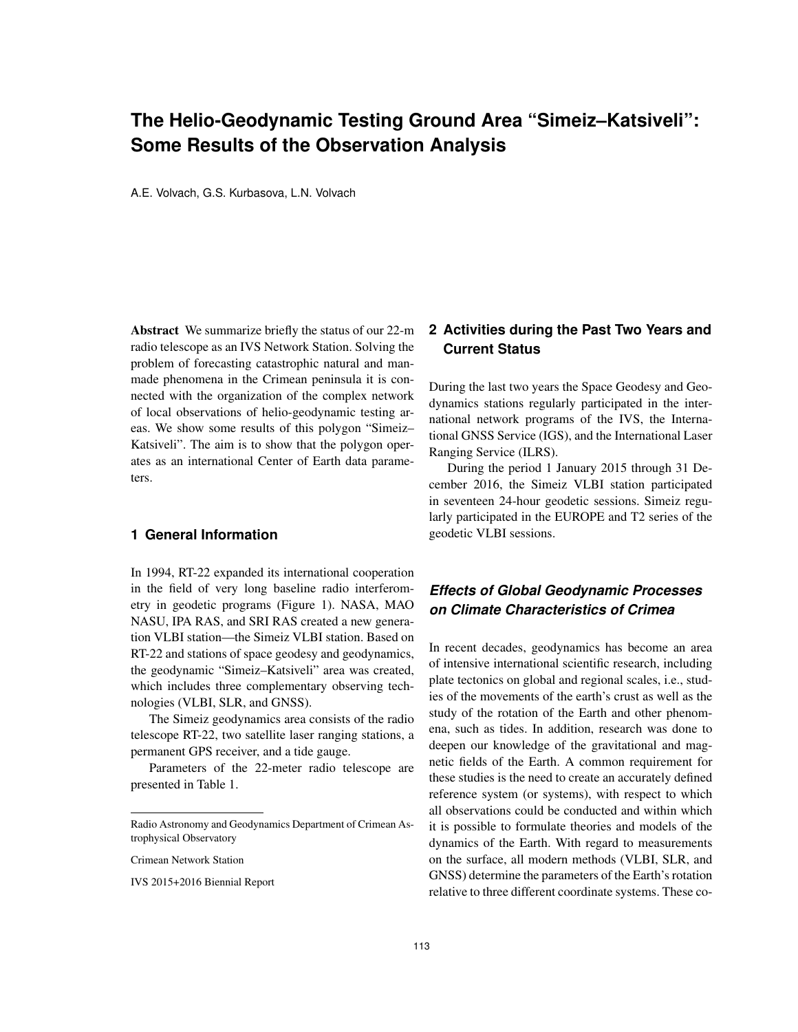# The Helio-Geodynamic Testing Ground Area "Simeiz–Katsiveli": Some Results of the Observation Analysis

A.E. Volvach, G.S. Kurbasova, L.N. Volvach

**Abstract** We summarize briefly the status of our 22-m radio telescope as an IVS Network Station. Solving the problem of forecasting catastrophic natural and man-made phenomena in the Crimean peninsula it is connected with the organization of the complex network of local observations of helio-geodynamic testing areas. We show some results of this polygon "Simeiz–Katsiveli". The aim is to show that the polygon operates as an international Center of Earth data parameters.

## 1 General Information

In 1994, RT-22 expanded its international cooperation in the field of very long baseline radio interferometry in geodetic programs (Figure 1). NASA, MAO NASU, IPA RAS, and SRI RAS created a new generation VLBI station—the Simeiz VLBI station. Based on RT-22 and stations of space geodesy and geodynamics, the geodynamic "Simeiz–Katsiveli" area was created, which includes three complementary observing technologies (VLBI, SLR, and GNSS).

The Simeiz geodynamics area consists of the radio telescope RT-22, two satellite laser ranging stations, a permanent GPS receiver, and a tide gauge.

Parameters of the 22-meter radio telescope are presented in Table 1.

Radio Astronomy and Geodynamics Department of Crimean Astrophysical Observatory

Crimean Network Station

IVS 2015+2016 Biennial Report

## 2 Activities during the Past Two Years and Current Status

During the last two years the Space Geodesy and Geodynamics stations regularly participated in the international network programs of the IVS, the International GNSS Service (IGS), and the International Laser Ranging Service (ILRS).

During the period 1 January 2015 through 31 December 2016, the Simeiz VLBI station participated in seventeen 24-hour geodetic sessions. Simeiz regularly participated in the EUROPE and T2 series of the geodetic VLBI sessions.

### *Effects of Global Geodynamic Processes on Climate Characteristics of Crimea*

In recent decades, geodynamics has become an area of intensive international scientific research, including plate tectonics on global and regional scales, i.e., studies of the movements of the earth's crust as well as the study of the rotation of the Earth and other phenomena, such as tides. In addition, research was done to deepen our knowledge of the gravitational and magnetic fields of the Earth. A common requirement for these studies is the need to create an accurately defined reference system (or systems), with respect to which all observations could be conducted and within which it is possible to formulate theories and models of the dynamics of the Earth. With regard to measurements on the surface, all modern methods (VLBI, SLR, and GNSS) determine the parameters of the Earth's rotation relative to three different coordinate systems. These co-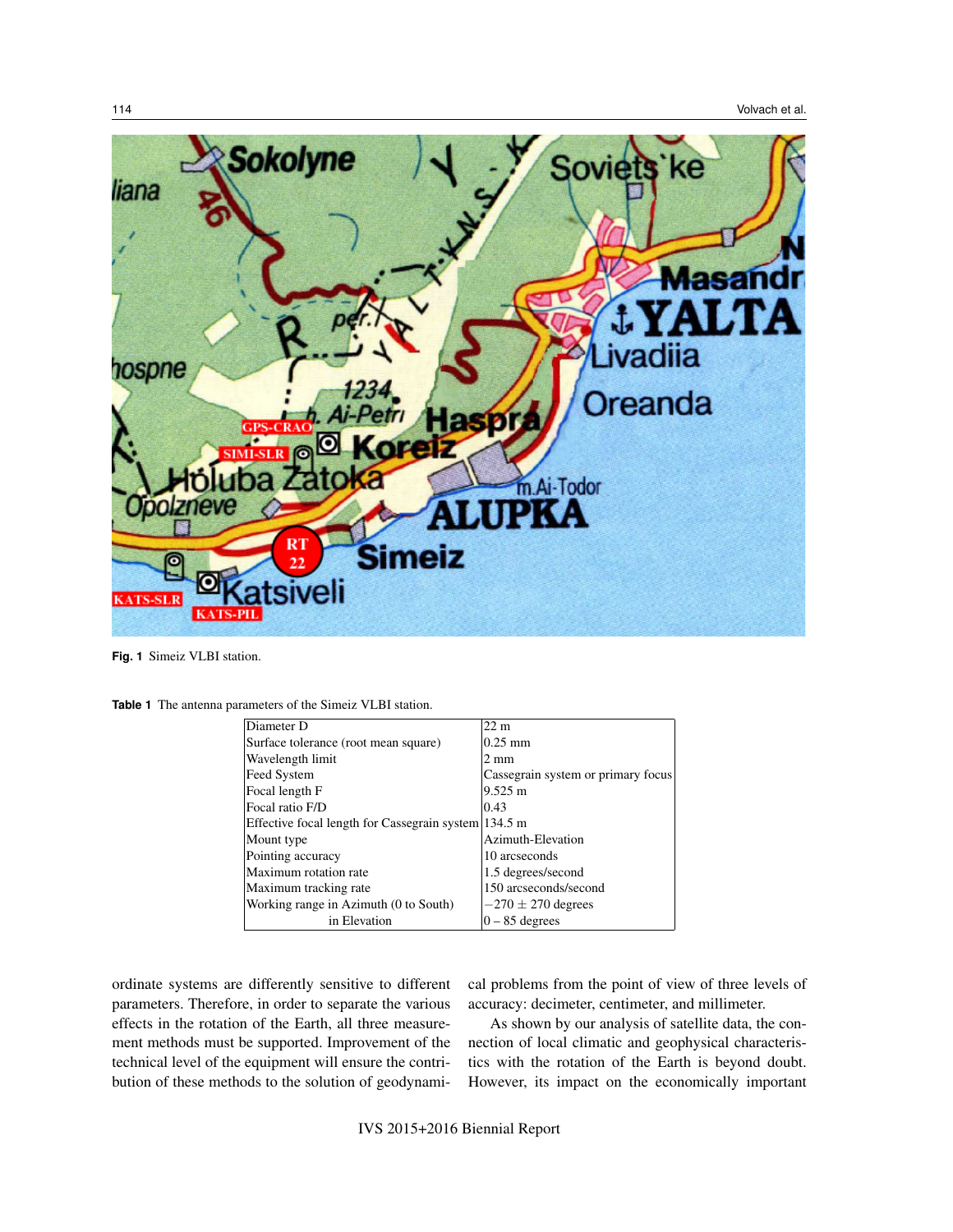Fig. 1 Simeiz VLBI station.

Table 1 The antenna parameters of the Simeiz VLBI station.

| | |
|---|---|
| Diameter D | 22 m |
| Surface tolerance (root mean square) | 0.25 mm |
| Wavelength limit | 2 mm |
| Feed System | Cassegrain system or primary focus |
| Focal length F | 9.525 m |
| Focal ratio F/D | 0.43 |
| Effective focal length for Cassegrain system | 134.5 m |
| Mount type | Azimuth-Elevation |
| Pointing accuracy | 10 arcseconds |
| Maximum rotation rate | 1.5 degrees/second |
| Maximum tracking rate | 150 arcseconds/second |
| Working range in Azimuth (0 to South) | $-270 \pm 270$ degrees |
| in Elevation | 0 – 85 degrees |

ordinate systems are differently sensitive to different parameters. Therefore, in order to separate the various effects in the rotation of the Earth, all three measurement methods must be supported. Improvement of the technical level of the equipment will ensure the contribution of these methods to the solution of geodynamical problems from the point of view of three levels of accuracy: decimeter, centimeter, and millimeter.

As shown by our analysis of satellite data, the connection of local climatic and geophysical characteristics with the rotation of the Earth is beyond doubt. However, its impact on the economically important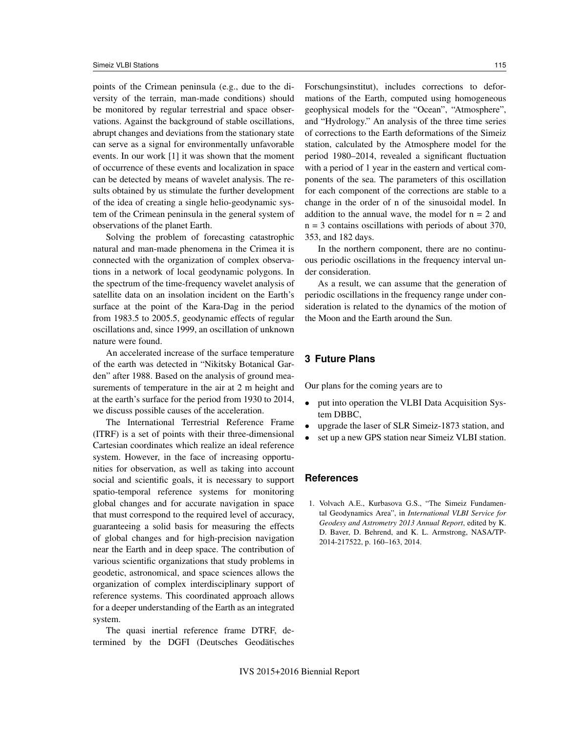points of the Crimean peninsula (e.g., due to the diversity of the terrain, man-made conditions) should be monitored by regular terrestrial and space observations. Against the background of stable oscillations, abrupt changes and deviations from the stationary state can serve as a signal for environmentally unfavorable events. In our work [1] it was shown that the moment of occurrence of these events and localization in space can be detected by means of wavelet analysis. The results obtained by us stimulate the further development of the idea of creating a single helio-geodynamic system of the Crimean peninsula in the general system of observations of the planet Earth.

Solving the problem of forecasting catastrophic natural and man-made phenomena in the Crimea it is connected with the organization of complex observations in a network of local geodynamic polygons. In the spectrum of the time-frequency wavelet analysis of satellite data on an insolation incident on the Earth's surface at the point of the Kara-Dag in the period from 1983.5 to 2005.5, geodynamic effects of regular oscillations and, since 1999, an oscillation of unknown nature were found.

An accelerated increase of the surface temperature of the earth was detected in "Nikitsky Botanical Garden" after 1988. Based on the analysis of ground measurements of temperature in the air at 2 m height and at the earth's surface for the period from 1930 to 2014, we discuss possible causes of the acceleration.

The International Terrestrial Reference Frame (ITRF) is a set of points with their three-dimensional Cartesian coordinates which realize an ideal reference system. However, in the face of increasing opportunities for observation, as well as taking into account social and scientific goals, it is necessary to support spatio-temporal reference systems for monitoring global changes and for accurate navigation in space that must correspond to the required level of accuracy, guaranteeing a solid basis for measuring the effects of global changes and for high-precision navigation near the Earth and in deep space. The contribution of various scientific organizations that study problems in geodetic, astronomical, and space sciences allows the organization of complex interdisciplinary support of reference systems. This coordinated approach allows for a deeper understanding of the Earth as an integrated system.

The quasi inertial reference frame DTRF, determined by the DGFI (Deutsches Geodätisches Forschungsinstitut), includes corrections to deformations of the Earth, computed using homogeneous geophysical models for the "Ocean", "Atmosphere", and "Hydrology." An analysis of the three time series of corrections to the Earth deformations of the Simeiz station, calculated by the Atmosphere model for the period 1980–2014, revealed a significant fluctuation with a period of 1 year in the eastern and vertical components of the sea. The parameters of this oscillation for each component of the corrections are stable to a change in the order of n of the sinusoidal model. In addition to the annual wave, the model for n = 2 and n = 3 contains oscillations with periods of about 370, 353, and 182 days.

In the northern component, there are no continuous periodic oscillations in the frequency interval under consideration.

As a result, we can assume that the generation of periodic oscillations in the frequency range under consideration is related to the dynamics of the motion of the Moon and the Earth around the Sun.

## 3 Future Plans

Our plans for the coming years are to

- put into operation the VLBI Data Acquisition System DBBC,
- upgrade the laser of SLR Simeiz-1873 station, and
- set up a new GPS station near Simeiz VLBI station.

## References

1. Volvach A.E., Kurbasova G.S., "The Simeiz Fundamental Geodynamics Area", in *International VLBI Service for Geodesy and Astrometry 2013 Annual Report*, edited by K. D. Baver, D. Behrend, and K. L. Armstrong, NASA/TP-2014-217522, p. 160–163, 2014.